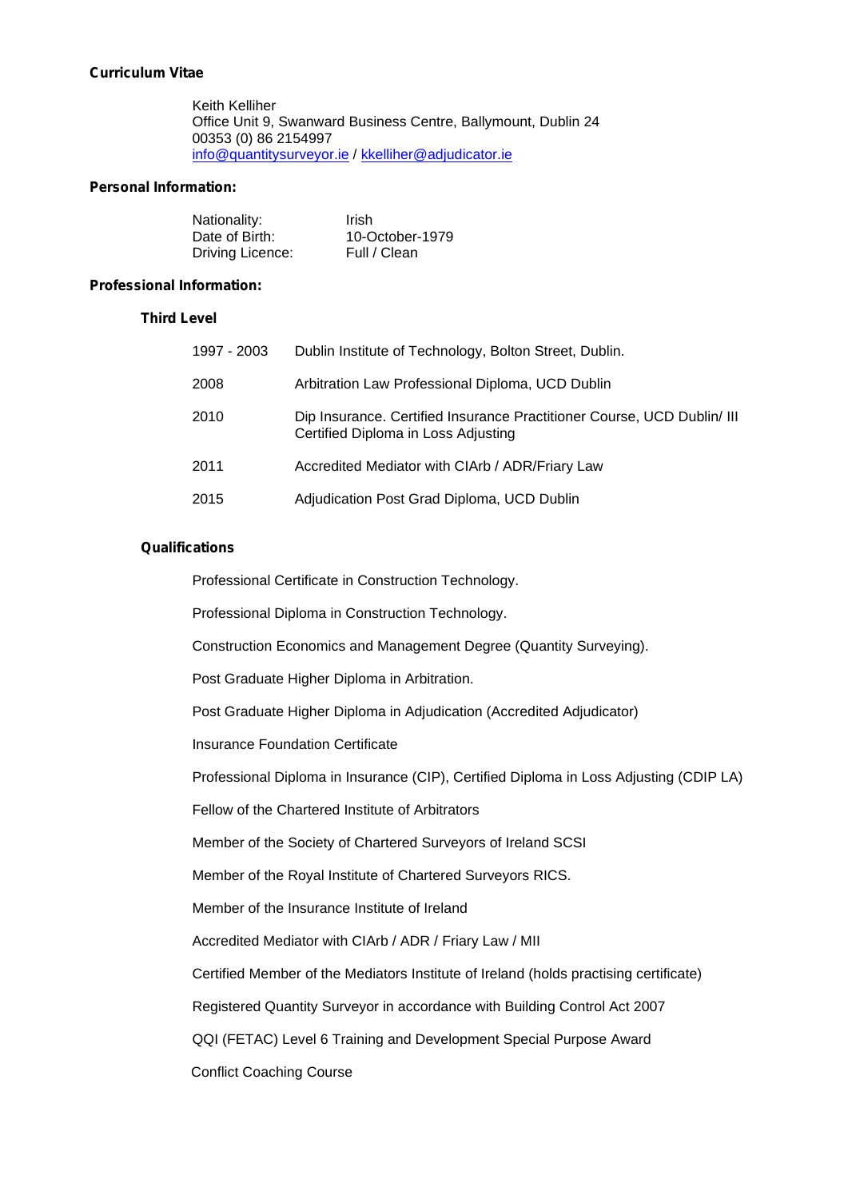**Curriculum Vitae**

Keith Kelliher
Office Unit 9, Swanward Business Centre, Ballymount, Dublin 24
00353 (0) 86 2154997
info@quantitysurveyor.ie / kkelliher@adjudicator.ie

**Personal Information:**

| | |
|---|---|
| Nationality: | Irish |
| Date of Birth: | 10-October-1979 |
| Driving Licence: | Full / Clean |

**Professional Information:**

**Third Level**

| | |
|---|---|
| 1997 - 2003 | Dublin Institute of Technology, Bolton Street, Dublin. |
| 2008 | Arbitration Law Professional Diploma, UCD Dublin |
| 2010 | Dip Insurance. Certified Insurance Practitioner Course, UCD Dublin/ III Certified Diploma in Loss Adjusting |
| 2011 | Accredited Mediator with CIArb / ADR/Friary Law |
| 2015 | Adjudication Post Grad Diploma, UCD Dublin |

**Qualifications**

Professional Certificate in Construction Technology.

Professional Diploma in Construction Technology.

Construction Economics and Management Degree (Quantity Surveying).

Post Graduate Higher Diploma in Arbitration.

Post Graduate Higher Diploma in Adjudication (Accredited Adjudicator)

Insurance Foundation Certificate

Professional Diploma in Insurance (CIP), Certified Diploma in Loss Adjusting (CDIP LA)

Fellow of the Chartered Institute of Arbitrators

Member of the Society of Chartered Surveyors of Ireland SCSI

Member of the Royal Institute of Chartered Surveyors RICS.

Member of the Insurance Institute of Ireland

Accredited Mediator with CIArb / ADR / Friary Law / MII

Certified Member of the Mediators Institute of Ireland (holds practising certificate)

Registered Quantity Surveyor in accordance with Building Control Act 2007

QQI (FETAC) Level 6 Training and Development Special Purpose Award

Conflict Coaching Course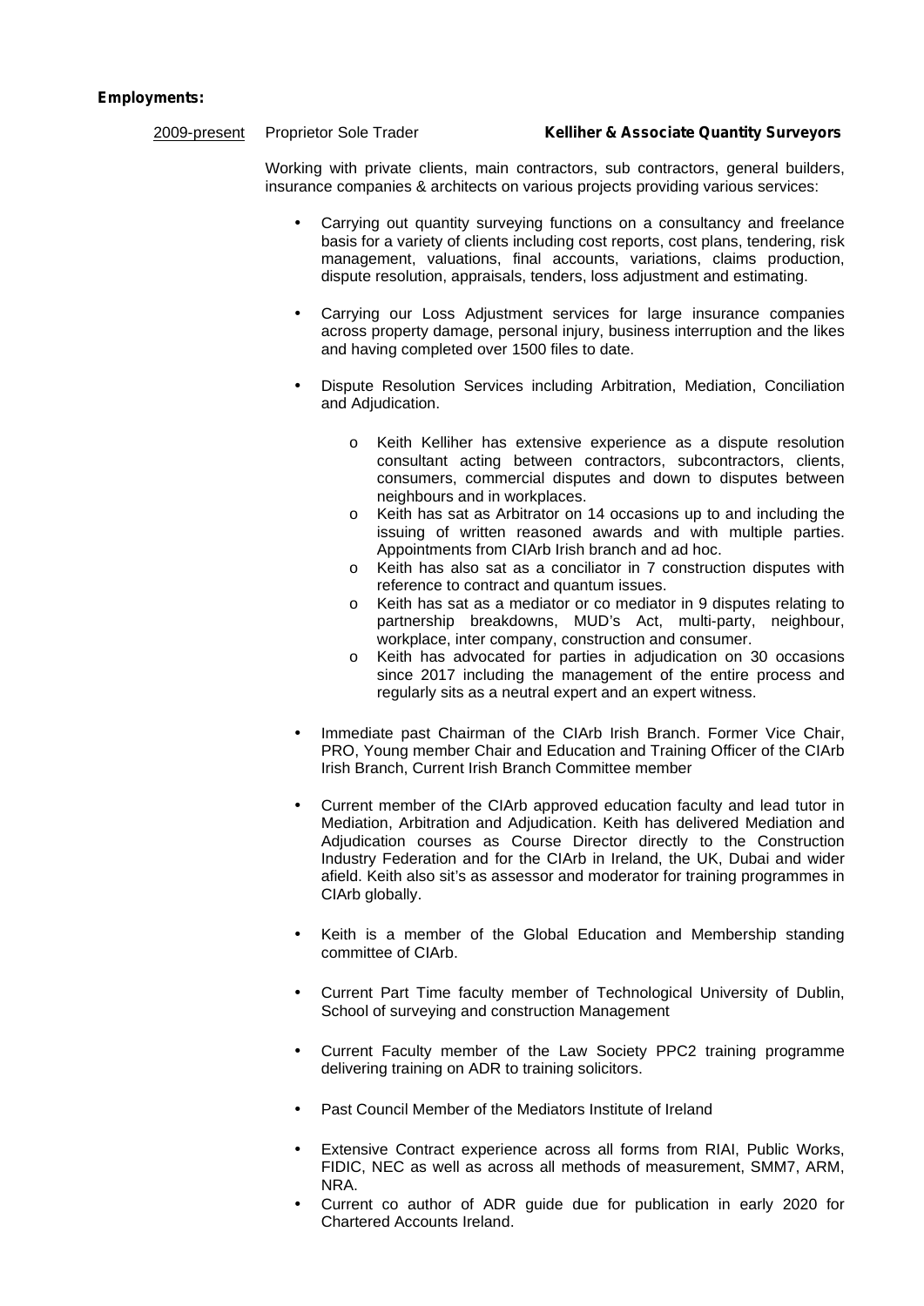**Employments:**

2009-present Proprietor Sole Trader **Kelliher & Associate Quantity Surveyors**

Working with private clients, main contractors, sub contractors, general builders, insurance companies & architects on various projects providing various services:

- Carrying out quantity surveying functions on a consultancy and freelance basis for a variety of clients including cost reports, cost plans, tendering, risk management, valuations, final accounts, variations, claims production, dispute resolution, appraisals, tenders, loss adjustment and estimating.

- Carrying our Loss Adjustment services for large insurance companies across property damage, personal injury, business interruption and the likes and having completed over 1500 files to date.

- Dispute Resolution Services including Arbitration, Mediation, Conciliation and Adjudication.

    - Keith Kelliher has extensive experience as a dispute resolution consultant acting between contractors, subcontractors, clients, consumers, commercial disputes and down to disputes between neighbours and in workplaces.
    - Keith has sat as Arbitrator on 14 occasions up to and including the issuing of written reasoned awards and with multiple parties. Appointments from CIArb Irish branch and ad hoc.
    - Keith has also sat as a conciliator in 7 construction disputes with reference to contract and quantum issues.
    - Keith has sat as a mediator or co mediator in 9 disputes relating to partnership breakdowns, MUD's Act, multi-party, neighbour, workplace, inter company, construction and consumer.
    - Keith has advocated for parties in adjudication on 30 occasions since 2017 including the management of the entire process and regularly sits as a neutral expert and an expert witness.

- Immediate past Chairman of the CIArb Irish Branch. Former Vice Chair, PRO, Young member Chair and Education and Training Officer of the CIArb Irish Branch, Current Irish Branch Committee member

- Current member of the CIArb approved education faculty and lead tutor in Mediation, Arbitration and Adjudication. Keith has delivered Mediation and Adjudication courses as Course Director directly to the Construction Industry Federation and for the CIArb in Ireland, the UK, Dubai and wider afield. Keith also sit's as assessor and moderator for training programmes in CIArb globally.

- Keith is a member of the Global Education and Membership standing committee of CIArb.

- Current Part Time faculty member of Technological University of Dublin, School of surveying and construction Management

- Current Faculty member of the Law Society PPC2 training programme delivering training on ADR to training solicitors.

- Past Council Member of the Mediators Institute of Ireland

- Extensive Contract experience across all forms from RIAI, Public Works, FIDIC, NEC as well as across all methods of measurement, SMM7, ARM, NRA.
- Current co author of ADR guide due for publication in early 2020 for Chartered Accounts Ireland.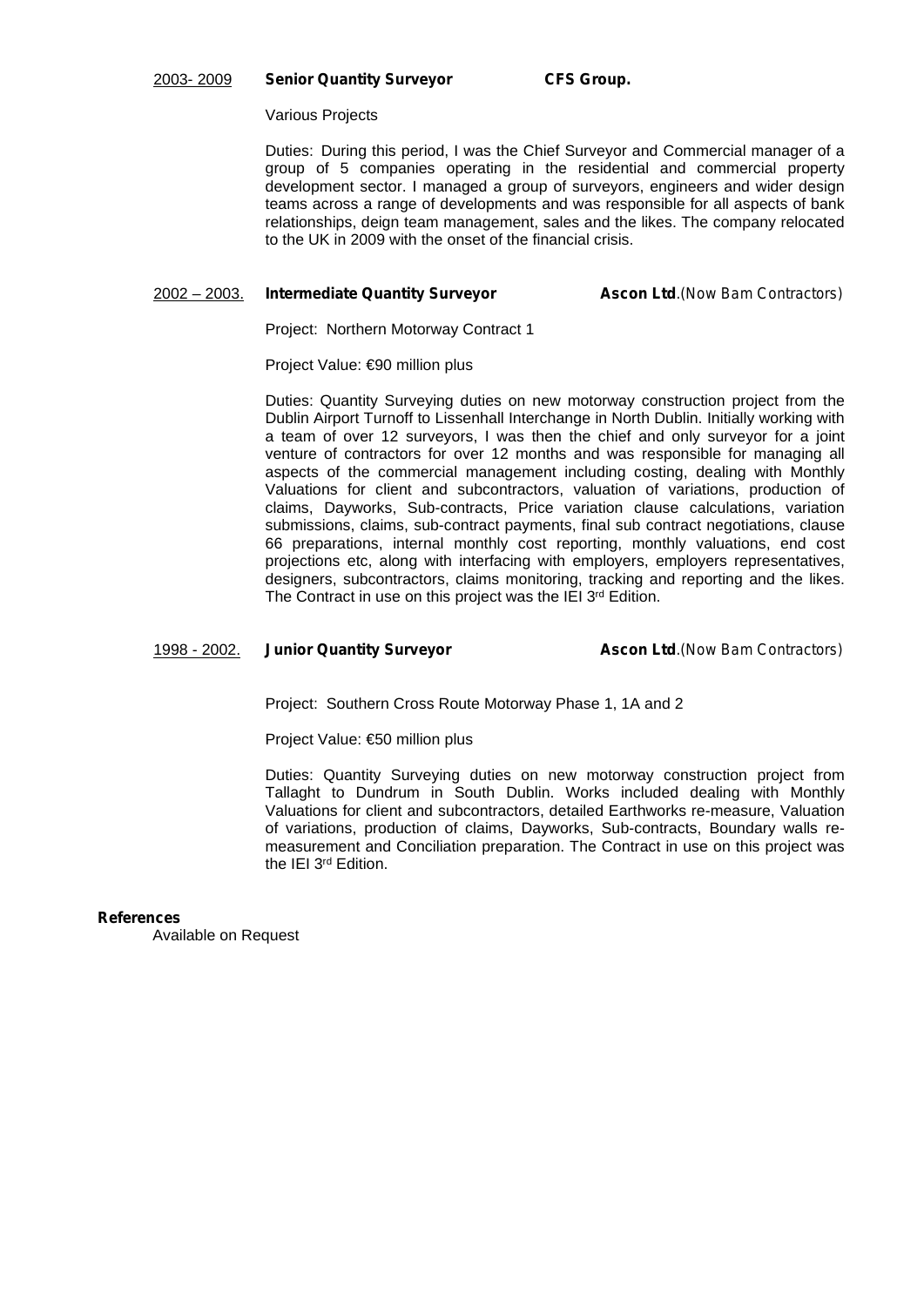2003- 2009 **Senior Quantity Surveyor** **CFS Group.**

Various Projects

Duties: During this period, I was the Chief Surveyor and Commercial manager of a group of 5 companies operating in the residential and commercial property development sector. I managed a group of surveyors, engineers and wider design teams across a range of developments and was responsible for all aspects of bank relationships, deign team management, sales and the likes. The company relocated to the UK in 2009 with the onset of the financial crisis.

2002 – 2003. **Intermediate Quantity Surveyor** **Ascon Ltd**.(Now Bam Contractors)

Project: Northern Motorway Contract 1

Project Value: €90 million plus

Duties: Quantity Surveying duties on new motorway construction project from the Dublin Airport Turnoff to Lissenhall Interchange in North Dublin. Initially working with a team of over 12 surveyors, I was then the chief and only surveyor for a joint venture of contractors for over 12 months and was responsible for managing all aspects of the commercial management including costing, dealing with Monthly Valuations for client and subcontractors, valuation of variations, production of claims, Dayworks, Sub-contracts, Price variation clause calculations, variation submissions, claims, sub-contract payments, final sub contract negotiations, clause 66 preparations, internal monthly cost reporting, monthly valuations, end cost projections etc, along with interfacing with employers, employers representatives, designers, subcontractors, claims monitoring, tracking and reporting and the likes. The Contract in use on this project was the IEI 3rd Edition.

1998 - 2002. **Junior Quantity Surveyor** **Ascon Ltd**.(Now Bam Contractors)

Project: Southern Cross Route Motorway Phase 1, 1A and 2

Project Value: €50 million plus

Duties: Quantity Surveying duties on new motorway construction project from Tallaght to Dundrum in South Dublin. Works included dealing with Monthly Valuations for client and subcontractors, detailed Earthworks re-measure, Valuation of variations, production of claims, Dayworks, Sub-contracts, Boundary walls re-measurement and Conciliation preparation. The Contract in use on this project was the IEI 3rd Edition.

**References**

Available on Request